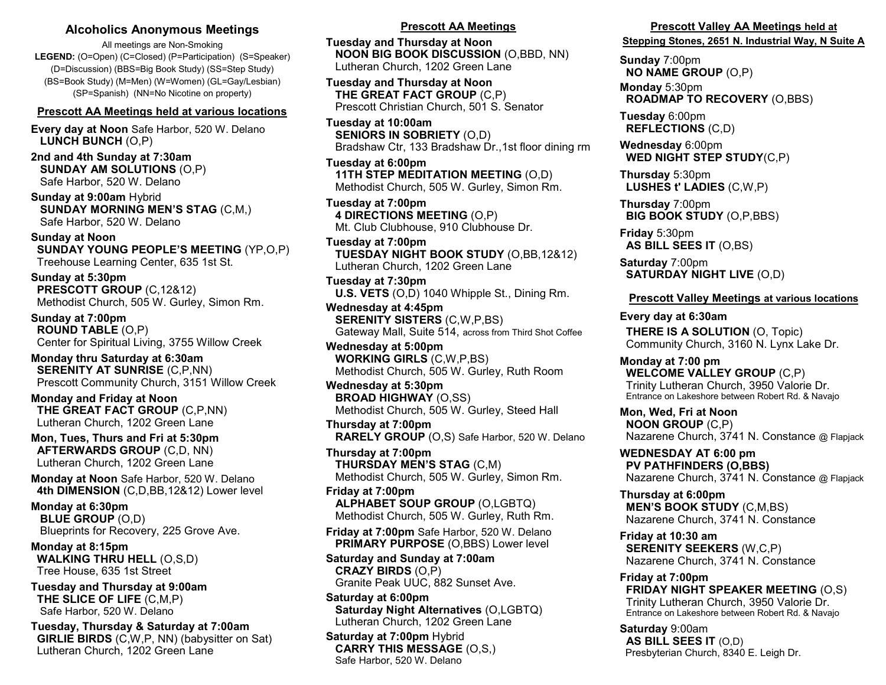# Alcoholics Anonymous Meetings

All meetings are Non-Smoking

**LEGEND:** (O=Open) (C=Closed) (P=Participation) (S=Speaker) (D=Discussion) (BBS=Big Book Study) (SS=Step Study) (BS=Book Study) (M=Men) (W=Women) (GL=Gay/Lesbian) (SP=Spanish) (NN=No Nicotine on property)

## Prescott AA Meetings held at various locations

**Every day at Noon** Safe Harbor, 520 W. Delano
**LUNCH BUNCH** (O,P)

**2nd and 4th Sunday at 7:30am**
**SUNDAY AM SOLUTIONS** (O,P)
Safe Harbor, 520 W. Delano

**Sunday at 9:00am** Hybrid
**SUNDAY MORNING MEN'S STAG** (C,M,)
Safe Harbor, 520 W. Delano

**Sunday at Noon**
**SUNDAY YOUNG PEOPLE'S MEETING** (YP,O,P)
Treehouse Learning Center, 635 1st St.

**Sunday at 5:30pm**
**PRESCOTT GROUP** (C,12&12)
Methodist Church, 505 W. Gurley, Simon Rm.

**Sunday at 7:00pm**
**ROUND TABLE** (O,P)
Center for Spiritual Living, 3755 Willow Creek

**Monday thru Saturday at 6:30am**
**SERENITY AT SUNRISE** (C,P,NN)
Prescott Community Church, 3151 Willow Creek

**Monday and Friday at Noon**
**THE GREAT FACT GROUP** (C,P,NN)
Lutheran Church, 1202 Green Lane

**Mon, Tues, Thurs and Fri at 5:30pm**
**AFTERWARDS GROUP** (C,D, NN)
Lutheran Church, 1202 Green Lane

**Monday at Noon** Safe Harbor, 520 W. Delano
**4th DIMENSION** (C,D,BB,12&12) Lower level

**Monday at 6:30pm**
**BLUE GROUP** (O,D)
Blueprints for Recovery, 225 Grove Ave.

**Monday at 8:15pm**
**WALKING THRU HELL** (O,S,D)
Tree House, 635 1st Street

**Tuesday and Thursday at 9:00am**
**THE SLICE OF LIFE** (C,M,P)
Safe Harbor, 520 W. Delano

**Tuesday, Thursday & Saturday at 7:00am**
**GIRLIE BIRDS** (C,W,P, NN) (babysitter on Sat)
Lutheran Church, 1202 Green Lane

## Prescott AA Meetings

**Tuesday and Thursday at Noon**
**NOON BIG BOOK DISCUSSION** (O,BBD, NN)
Lutheran Church, 1202 Green Lane

**Tuesday and Thursday at Noon**
**THE GREAT FACT GROUP** (C,P)
Prescott Christian Church, 501 S. Senator

**Tuesday at 10:00am**
**SENIORS IN SOBRIETY** (O,D)
Bradshaw Ctr, 133 Bradshaw Dr.,1st floor dining rm

**Tuesday at 6:00pm**
**11TH STEP MEDITATION MEETING** (O,D)
Methodist Church, 505 W. Gurley, Simon Rm.

**Tuesday at 7:00pm**
**4 DIRECTIONS MEETING** (O,P)
Mt. Club Clubhouse, 910 Clubhouse Dr.

**Tuesday at 7:00pm**
**TUESDAY NIGHT BOOK STUDY** (O,BB,12&12)
Lutheran Church, 1202 Green Lane

**Tuesday at 7:30pm**
**U.S. VETS** (O,D) 1040 Whipple St., Dining Rm.

**Wednesday at 4:45pm**
**SERENITY SISTERS** (C,W,P,BS)
Gateway Mall, Suite 514, across from Third Shot Coffee

**Wednesday at 5:00pm**
**WORKING GIRLS** (C,W,P,BS)
Methodist Church, 505 W. Gurley, Ruth Room

**Wednesday at 5:30pm**
**BROAD HIGHWAY** (O,SS)
Methodist Church, 505 W. Gurley, Steed Hall

**Thursday at 7:00pm**
**RARELY GROUP** (O,S) Safe Harbor, 520 W. Delano

**Thursday at 7:00pm**
**THURSDAY MEN'S STAG** (C,M)
Methodist Church, 505 W. Gurley, Simon Rm.

**Friday at 7:00pm**
**ALPHABET SOUP GROUP** (O,LGBTQ)
Methodist Church, 505 W. Gurley, Ruth Rm.

**Friday at 7:00pm** Safe Harbor, 520 W. Delano
**PRIMARY PURPOSE** (O,BBS) Lower level

**Saturday and Sunday at 7:00am**
**CRAZY BIRDS** (O,P)
Granite Peak UUC, 882 Sunset Ave.

**Saturday at 6:00pm**
**Saturday Night Alternatives** (O,LGBTQ)
Lutheran Church, 1202 Green Lane

**Saturday at 7:00pm** Hybrid
**CARRY THIS MESSAGE** (O,S,)
Safe Harbor, 520 W. Delano

## Prescott Valley AA Meetings held at Stepping Stones, 2651 N. Industrial Way, N Suite A

**Sunday** 7:00pm
**NO NAME GROUP** (O,P)

**Monday** 5:30pm
**ROADMAP TO RECOVERY** (O,BBS)

**Tuesday** 6:00pm
**REFLECTIONS** (C,D)

**Wednesday** 6:00pm
**WED NIGHT STEP STUDY**(C,P)

**Thursday** 5:30pm
**LUSHES t' LADIES** (C,W,P)

**Thursday** 7:00pm
**BIG BOOK STUDY** (O,P,BBS)

**Friday** 5:30pm
**AS BILL SEES IT** (O,BS)

**Saturday** 7:00pm
**SATURDAY NIGHT LIVE** (O,D)

## Prescott Valley Meetings at various locations

**Every day at 6:30am**
**THERE IS A SOLUTION** (O, Topic)
Community Church, 3160 N. Lynx Lake Dr.

**Monday at 7:00 pm**
**WELCOME VALLEY GROUP** (C,P)
Trinity Lutheran Church, 3950 Valorie Dr.
Entrance on Lakeshore between Robert Rd. & Navajo

**Mon, Wed, Fri at Noon**
**NOON GROUP** (C,P)
Nazarene Church, 3741 N. Constance @ Flapjack

**WEDNESDAY AT 6:00 pm**
**PV PATHFINDERS (O,BBS)**
Nazarene Church, 3741 N. Constance @ Flapjack

**Thursday at 6:00pm**
**MEN'S BOOK STUDY** (C,M,BS)
Nazarene Church, 3741 N. Constance

**Friday at 10:30 am**
**SERENITY SEEKERS** (W,C,P)
Nazarene Church, 3741 N. Constance

**Friday at 7:00pm**
**FRIDAY NIGHT SPEAKER MEETING** (O,S)
Trinity Lutheran Church, 3950 Valorie Dr.
Entrance on Lakeshore between Robert Rd. & Navajo

**Saturday** 9:00am
**AS BILL SEES IT** (O,D)
Presbyterian Church, 8340 E. Leigh Dr.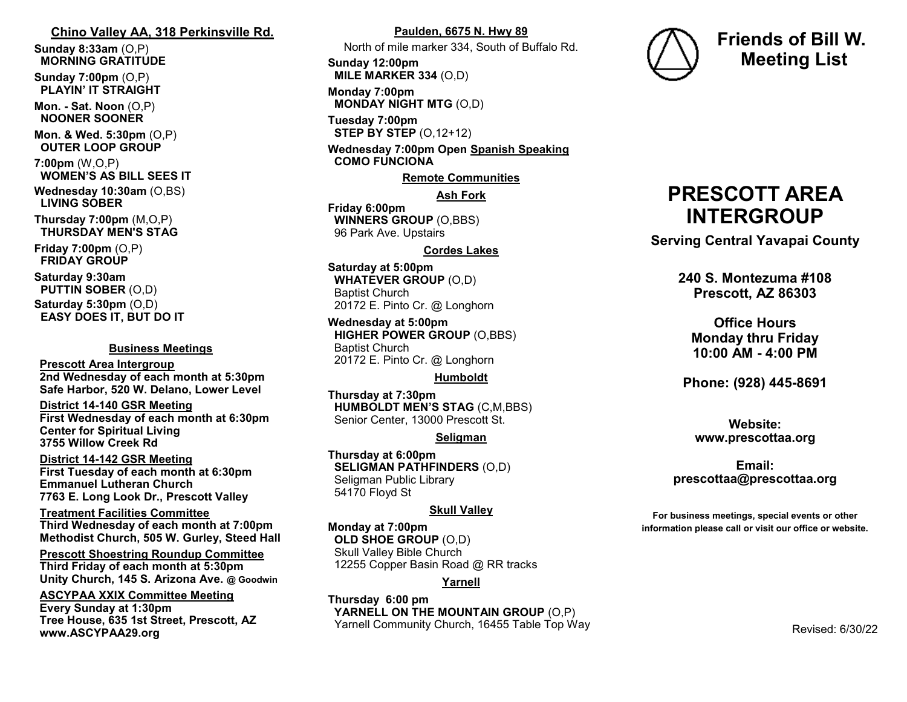## Chino Valley AA, 318 Perkinsville Rd.

**Sunday 8:33am** (O,P)
**MORNING GRATITUDE**

**Sunday 7:00pm** (O,P)
**PLAYIN' IT STRAIGHT**

**Mon. - Sat. Noon** (O,P)
**NOONER SOONER**

**Mon. & Wed. 5:30pm** (O,P)
**OUTER LOOP GROUP**

**7:00pm** (W,O,P)
**WOMEN'S AS BILL SEES IT**

**Wednesday 10:30am** (O,BS)
**LIVING SOBER**

**Thursday 7:00pm** (M,O,P)
**THURSDAY MEN'S STAG**

**Friday 7:00pm** (O,P)
**FRIDAY GROUP**

**Saturday 9:30am**
**PUTTIN SOBER** (O,D)

**Saturday 5:30pm** (O,D)
**EASY DOES IT, BUT DO IT**

## Business Meetings

**Prescott Area Intergroup**
**2nd Wednesday of each month at 5:30pm**
**Safe Harbor, 520 W. Delano, Lower Level**

**District 14-140 GSR Meeting**
**First Wednesday of each month at 6:30pm**
**Center for Spiritual Living**
**3755 Willow Creek Rd**

**District 14-142 GSR Meeting**
**First Tuesday of each month at 6:30pm**
**Emmanuel Lutheran Church**
**7763 E. Long Look Dr., Prescott Valley**

**Treatment Facilities Committee**
**Third Wednesday of each month at 7:00pm**
**Methodist Church, 505 W. Gurley, Steed Hall**

**Prescott Shoestring Roundup Committee**
**Third Friday of each month at 5:30pm**
**Unity Church, 145 S. Arizona Ave. @ Goodwin**

**ASCYPAA XXIX Committee Meeting**
**Every Sunday at 1:30pm**
**Tree House, 635 1st Street, Prescott, AZ**
**www.ASCYPAA29.org**

## Paulden, 6675 N. Hwy 89

North of mile marker 334, South of Buffalo Rd.

**Sunday 12:00pm**
**MILE MARKER 334** (O,D)

**Monday 7:00pm**
**MONDAY NIGHT MTG** (O,D)

**Tuesday 7:00pm**
**STEP BY STEP** (O,12+12)

**Wednesday 7:00pm Open Spanish Speaking**
**COMO FUNCIONA**

## Remote Communities

### Ash Fork

**Friday 6:00pm**
**WINNERS GROUP** (O,BBS)
96 Park Ave. Upstairs

### Cordes Lakes

**Saturday at 5:00pm**
**WHATEVER GROUP** (O,D)
Baptist Church
20172 E. Pinto Cr. @ Longhorn

**Wednesday at 5:00pm**
**HIGHER POWER GROUP** (O,BBS)
Baptist Church
20172 E. Pinto Cr. @ Longhorn

### Humboldt

**Thursday at 7:30pm**
**HUMBOLDT MEN'S STAG** (C,M,BBS)
Senior Center, 13000 Prescott St.

### Seligman

**Thursday at 6:00pm**
**SELIGMAN PATHFINDERS** (O,D)
Seligman Public Library
54170 Floyd St

### Skull Valley

**Monday at 7:00pm**
**OLD SHOE GROUP** (O,D)
Skull Valley Bible Church
12255 Copper Basin Road @ RR tracks

### Yarnell

**Thursday 6:00 pm**
**YARNELL ON THE MOUNTAIN GROUP** (O,P)
Yarnell Community Church, 16455 Table Top Way

# Friends of Bill W. Meeting List

# PRESCOTT AREA INTERGROUP

**Serving Central Yavapai County**

**240 S. Montezuma #108**
**Prescott, AZ 86303**

**Office Hours**
**Monday thru Friday**
**10:00 AM - 4:00 PM**

**Phone: (928) 445-8691**

**Website:**
**www.prescottaa.org**

**Email:**
**prescottaa@prescottaa.org**

**For business meetings, special events or other information please call or visit our office or website.**

Revised: 6/30/22